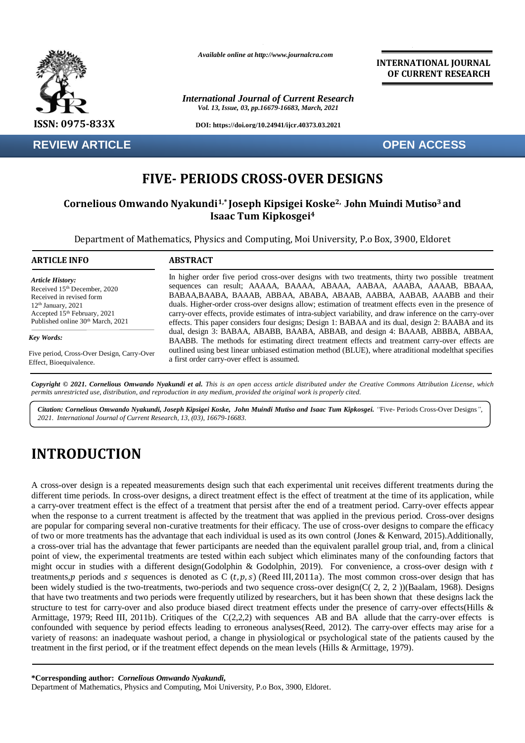# FIVE- PERIODS CROSS-OVER DESIGNS

**Cornelious Omwando Nyakundi[1,*] Joseph Kipsigei Koske[2,] John Muindi Mutiso[3] and Isaac Tum Kipkosgei[4]**

Department of Mathematics, Physics and Computing, Moi University, P.o Box, 3900, Eldoret

## ARTICLE INFO

*Article History:*
Received 15th December, 2020
Received in revised form
12th January, 2021
Accepted 15th February, 2021
Published online 30th March, 2021

*Key Words:*

Five period, Cross-Over Design, Carry-Over Effect, Bioequivalence.

## ABSTRACT

In higher order five period cross-over designs with two treatments, thirty two possible treatment sequences can result; AAAAA, BAAAA, ABAAA, AABAA, AAABA, AAAAB, BBAAA, BABAA,BAABA, BAAAB, ABBAA, ABABA, ABAAB, AABBA, AABAB, AAABB and their duals. Higher-order cross-over designs allow; estimation of treatment effects even in the presence of carry-over effects, provide estimates of intra-subject variability, and draw inference on the carry-over effects. This paper considers four designs; Design 1: BABAA and its dual, design 2: BAABA and its dual, design 3: BABAA, ABABB, BAABA, ABBAB, and design 4: BAAAB, ABBBA, ABBAA, BAABB. The methods for estimating direct treatment effects and treatment carry-over effects are outlined using best linear unbiased estimation method (BLUE), where atraditional modelthat specifies a first order carry-over effect is assumed.

***Copyright © 2021. Cornelious Omwando Nyakundi et al.*** *This is an open access article distributed under the Creative Commons Attribution License, which permits unrestricted use, distribution, and reproduction in any medium, provided the original work is properly cited.*

***Citation: Cornelious Omwando Nyakundi, Joseph Kipsigei Koske, John Muindi Mutiso and Isaac Tum Kipkosgei.*** *"*Five- Periods Cross-Over Designs*", 2021. International Journal of Current Research, 13, (03), 16679-16683.*

# INTRODUCTION

A cross-over design is a repeated measurements design such that each experimental unit receives different treatments during the different time periods. In cross-over designs, a direct treatment effect is the effect of treatment at the time of its application, while a carry-over treatment effect is the effect of a treatment that persist after the end of a treatment period. Carry-over effects appear when the response to a current treatment is affected by the treatment that was applied in the previous period. Cross-over designs are popular for comparing several non-curative treatments for their efficacy. The use of cross-over designs to compare the efficacy of two or more treatments has the advantage that each individual is used as its own control (Jones & Kenward, 2015).Additionally, a cross-over trial has the advantage that fewer participants are needed than the equivalent parallel group trial, and, from a clinical point of view, the experimental treatments are tested within each subject which eliminates many of the confounding factors that might occur in studies with a different design(Godolphin & Godolphin, 2019). For convenience, a cross-over design with $t$ treatments,$p$ periods and $s$ sequences is denoted as C $(t, p, s)$ (Reed III, 2011a). The most common cross-over design that has been widely studied is the two-treatments, two-periods and two sequence cross-over design(C( 2, 2, 2 ))(Baalam, 1968). Designs that have two treatments and two periods were frequently utilized by researchers, but it has been shown that these designs lack the structure to test for carry-over and also produce biased direct treatment effects under the presence of carry-over effects(Hills & Armittage, 1979; Reed III, 2011b). Critiques of the C(2,2,2) with sequences AB and BA allude that the carry-over effects is confounded with sequence by period effects leading to erroneous analyses(Reed, 2012). The carry-over effects may arise for a variety of reasons: an inadequate washout period, a change in physiological or psychological state of the patients caused by the treatment in the first period, or if the treatment effect depends on the mean levels (Hills & Armittage, 1979).

**\*Corresponding author:** ***Cornelious Omwando Nyakundi,***
Department of Mathematics, Physics and Computing, Moi University, P.o Box, 3900, Eldoret.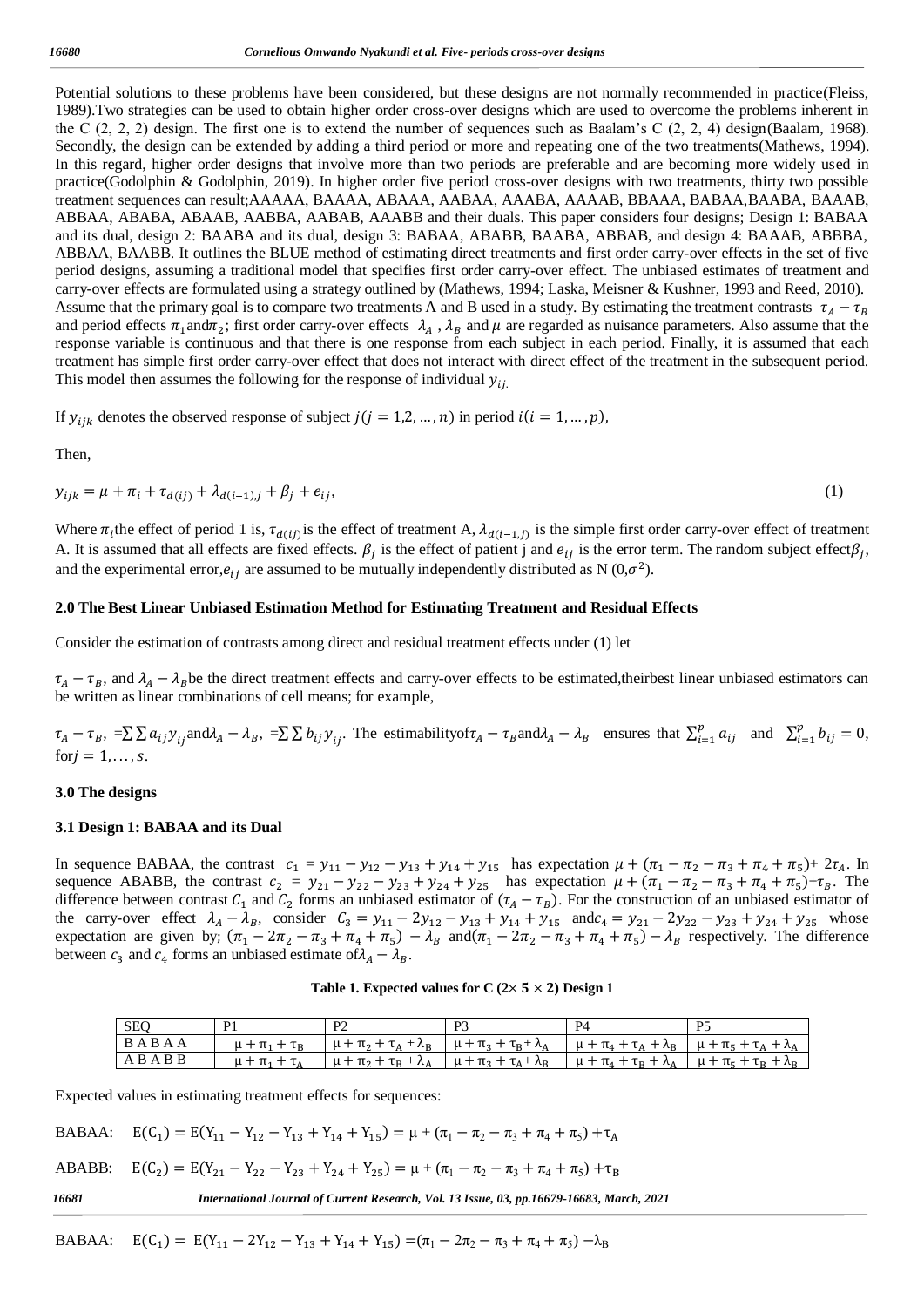Potential solutions to these problems have been considered, but these designs are not normally recommended in practice(Fleiss, 1989).Two strategies can be used to obtain higher order cross-over designs which are used to overcome the problems inherent in the C (2, 2, 2) design. The first one is to extend the number of sequences such as Baalam's C (2, 2, 4) design(Baalam, 1968). Secondly, the design can be extended by adding a third period or more and repeating one of the two treatments(Mathews, 1994). In this regard, higher order designs that involve more than two periods are preferable and are becoming more widely used in practice(Godolphin & Godolphin, 2019). In higher order five period cross-over designs with two treatments, thirty two possible treatment sequences can result;AAAAA, BAAAA, ABAAA, AABAA, AAABA, AAAAB, BBAAA, BABAA,BAABA, BAAAB, ABBAA, ABABA, ABAAB, AABBA, AABAB, AAABB and their duals. This paper considers four designs; Design 1: BABAA and its dual, design 2: BAABA and its dual, design 3: BABAA, ABABB, BAABA, ABBAB, and design 4: BAAAB, ABBBA, ABBAA, BAABB. It outlines the BLUE method of estimating direct treatments and first order carry-over effects in the set of five period designs, assuming a traditional model that specifies first order carry-over effect. The unbiased estimates of treatment and carry-over effects are formulated using a strategy outlined by (Mathews, 1994; Laska, Meisner & Kushner, 1993 and Reed, 2010).
Assume that the primary goal is to compare two treatments A and B used in a study. By estimating the treatment contrasts $\tau_A - \tau_B$ and period effects $\pi_1$ and $\pi_2$; first order carry-over effects $\lambda_A$ , $\lambda_B$ and $\mu$ are regarded as nuisance parameters. Also assume that the response variable is continuous and that there is one response from each subject in each period. Finally, it is assumed that each treatment has simple first order carry-over effect that does not interact with direct effect of the treatment in the subsequent period. This model then assumes the following for the response of individual $y_{ij.}$

If $y_{ijk}$ denotes the observed response of subject $j(j = 1,2, \ldots, n)$ in period $i(i = 1, \ldots, p)$,

Then,

$$y_{ijk} = \mu + \pi_i + \tau_{d(ij)} + \lambda_{d(i-1),j} + \beta_j + e_{ij}, \tag{1}$$

Where $\pi_i$ the effect of period 1 is, $\tau_{d(ij)}$ is the effect of treatment A, $\lambda_{d(i-1,j)}$ is the simple first order carry-over effect of treatment A. It is assumed that all effects are fixed effects. $\beta_j$ is the effect of patient j and $e_{ij}$ is the error term. The random subject effect $\beta_j$, and the experimental error, $e_{ij}$ are assumed to be mutually independently distributed as N $(0,\sigma^2)$.

## 2.0 The Best Linear Unbiased Estimation Method for Estimating Treatment and Residual Effects

Consider the estimation of contrasts among direct and residual treatment effects under (1) let

$\tau_A - \tau_B$, and $\lambda_A - \lambda_B$ be the direct treatment effects and carry-over effects to be estimated,theirbest linear unbiased estimators can be written as linear combinations of cell means; for example,

$\tau_A - \tau_B$, $=\sum\sum a_{ij}\overline{y}_{ij}$ and $\lambda_A - \lambda_B$, $=\sum\sum b_{ij}\overline{y}_{ij}$. The estimabilityof $\tau_A - \tau_B$ and $\lambda_A - \lambda_B$ ensures that $\sum_{i=1}^{p} a_{ij}$ and $\sum_{i=1}^{p} b_{ij} = 0$, for $j = 1, \ldots, s$.

## 3.0 The designs

### 3.1 Design 1: BABAA and its Dual

In sequence BABAA, the contrast $c_1 = y_{11} - y_{12} - y_{13} + y_{14} + y_{15}$ has expectation $\mu + (\pi_1 - \pi_2 - \pi_3 + \pi_4 + \pi_5) + 2\tau_A$. In sequence ABABB, the contrast $c_2 = y_{21} - y_{22} - y_{23} + y_{24} + y_{25}$ has expectation $\mu + (\pi_1 - \pi_2 - \pi_3 + \pi_4 + \pi_5) + \tau_B$. The difference between contrast $C_1$ and $C_2$ forms an unbiased estimator of $(\tau_A - \tau_B)$. For the construction of an unbiased estimator of the carry-over effect $\lambda_A - \lambda_B$, consider $C_3 = y_{11} - 2y_{12} - y_{13} + y_{14} + y_{15}$ and $c_4 = y_{21} - 2y_{22} - y_{23} + y_{24} + y_{25}$ whose expectation are given by; $(\pi_1 - 2\pi_2 - \pi_3 + \pi_4 + \pi_5) - \lambda_B$ and $(\pi_1 - 2\pi_2 - \pi_3 + \pi_4 + \pi_5) - \lambda_B$ respectively. The difference between $c_3$ and $c_4$ forms an unbiased estimate of $\lambda_A - \lambda_B$.

**Table 1. Expected values for C $(2\times 5 \times 2)$ Design 1**

| SEQ | P1 | P2 | P3 | P4 | P5 |
|---|---|---|---|---|---|
| B A B A A | $\mu + \pi_1 + \tau_B$ | $\mu + \pi_2 + \tau_A + \lambda_B$ | $\mu + \pi_3 + \tau_B + \lambda_A$ | $\mu + \pi_4 + \tau_A + \lambda_B$ | $\mu + \pi_5 + \tau_A + \lambda_A$ |
| A B A B B | $\mu + \pi_1 + \tau_A$ | $\mu + \pi_2 + \tau_B + \lambda_A$ | $\mu + \pi_3 + \tau_A + \lambda_B$ | $\mu + \pi_4 + \tau_B + \lambda_A$ | $\mu + \pi_5 + \tau_B + \lambda_B$ |

Expected values in estimating treatment effects for sequences:

BABAA: $E(C_1) = E(Y_{11} - Y_{12} - Y_{13} + Y_{14} + Y_{15}) = \mu + (\pi_1 - \pi_2 - \pi_3 + \pi_4 + \pi_5) + \tau_A$

ABABB: $E(C_2) = E(Y_{21} - Y_{22} - Y_{23} + Y_{24} + Y_{25}) = \mu + (\pi_1 - \pi_2 - \pi_3 + \pi_4 + \pi_5) + \tau_B$

BABAA: $E(C_1) = E(Y_{11} - 2Y_{12} - Y_{13} + Y_{14} + Y_{15}) = (\pi_1 - 2\pi_2 - \pi_3 + \pi_4 + \pi_5) - \lambda_B$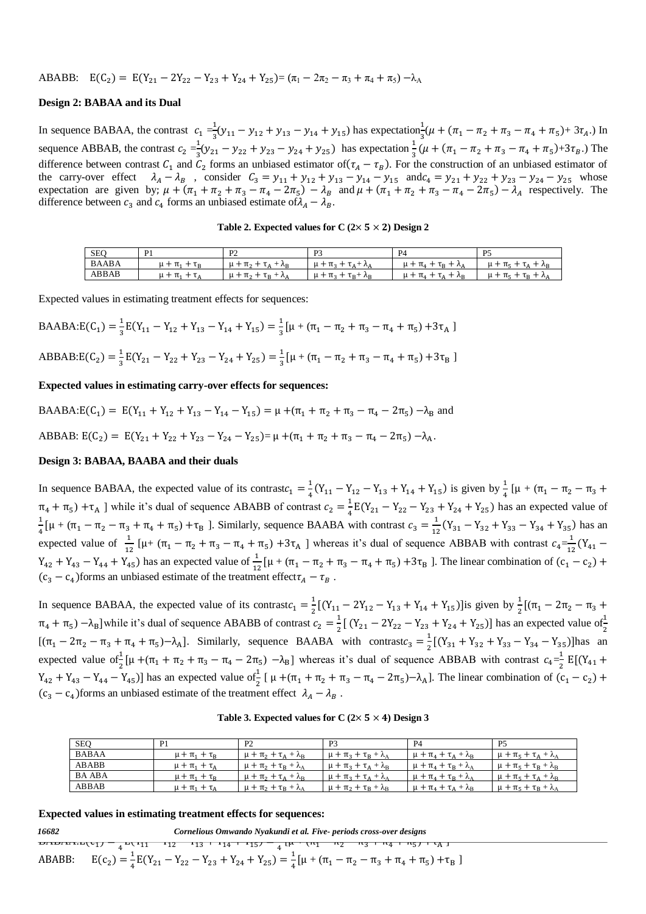ABABB: $E(C_2) = E(Y_{21} - 2Y_{22} - Y_{23} + Y_{24} + Y_{25}) = (\pi_1 - 2\pi_2 - \pi_3 + \pi_4 + \pi_5) - \lambda_A$

**Design 2: BABAA and its Dual**

In sequence BABAA, the contrast $c_1 = \frac{1}{3}(y_{11} - y_{12} + y_{13} - y_{14} + y_{15})$ has expectation $\frac{1}{3}(\mu + (\pi_1 - \pi_2 + \pi_3 - \pi_4 + \pi_5) + 3\tau_A.)$ In sequence ABBAB, the contrast $c_2 = \frac{1}{3}(y_{21} - y_{22} + y_{23} - y_{24} + y_{25})$ has expectation $\frac{1}{3}(\mu + (\pi_1 - \pi_2 + \pi_3 - \pi_4 + \pi_5) + 3\tau_B.)$ The difference between contrast $C_1$ and $C_2$ forms an unbiased estimator of $(\tau_A - \tau_B)$. For the construction of an unbiased estimator of the carry-over effect $\lambda_A - \lambda_B$, consider $C_3 = y_{11} + y_{12} + y_{13} - y_{14} - y_{15}$ and $c_4 = y_{21} + y_{22} + y_{23} - y_{24} - y_{25}$ whose expectation are given by; $\mu + (\pi_1 + \pi_2 + \pi_3 - \pi_4 - 2\pi_5) - \lambda_B$ and $\mu + (\pi_1 + \pi_2 + \pi_3 - \pi_4 - 2\pi_5) - \lambda_A$ respectively. The difference between $c_3$ and $c_4$ forms an unbiased estimate of $\lambda_A - \lambda_B$.

**Table 2. Expected values for C (2× 5 × 2) Design 2**

| SEQ | P1 | P2 | P3 | P4 | P5 |
|---|---|---|---|---|---|
| BAABA | $\mu + \pi_1 + \tau_B$ | $\mu + \pi_2 + \tau_A + \lambda_B$ | $\mu + \pi_3 + \tau_A + \lambda_A$ | $\mu + \pi_4 + \tau_B + \lambda_A$ | $\mu + \pi_5 + \tau_A + \lambda_B$ |
| ABBAB | $\mu + \pi_1 + \tau_A$ | $\mu + \pi_2 + \tau_B + \lambda_A$ | $\mu + \pi_3 + \tau_B + \lambda_B$ | $\mu + \pi_4 + \tau_A + \lambda_B$ | $\mu + \pi_5 + \tau_B + \lambda_A$ |

Expected values in estimating treatment effects for sequences:

BAABA: $E(C_1) = \frac{1}{3}E(Y_{11} - Y_{12} + Y_{13} - Y_{14} + Y_{15}) = \frac{1}{3}[\mu + (\pi_1 - \pi_2 + \pi_3 - \pi_4 + \pi_5) + 3\tau_A]$

ABBAB: $E(C_2) = \frac{1}{3}E(Y_{21} - Y_{22} + Y_{23} - Y_{24} + Y_{25}) = \frac{1}{3}[\mu + (\pi_1 - \pi_2 + \pi_3 - \pi_4 + \pi_5) + 3\tau_B]$

**Expected values in estimating carry-over effects for sequences:**

BAABA: $E(C_1) = E(Y_{11} + Y_{12} + Y_{13} - Y_{14} - Y_{15}) = \mu + (\pi_1 + \pi_2 + \pi_3 - \pi_4 - 2\pi_5) - \lambda_B$ and

ABBAB: $E(C_2) = E(Y_{21} + Y_{22} + Y_{23} - Y_{24} - Y_{25}) = \mu + (\pi_1 + \pi_2 + \pi_3 - \pi_4 - 2\pi_5) - \lambda_A$.

**Design 3: BABAA, BAABA and their duals**

In sequence BABAA, the expected value of its contrast $c_1 = \frac{1}{4}(Y_{11} - Y_{12} - Y_{13} + Y_{14} + Y_{15})$ is given by $\frac{1}{4}[\mu + (\pi_1 - \pi_2 - \pi_3 + \pi_4 + \pi_5) + \tau_A]$ while it's dual of sequence ABABB of contrast $c_2 = \frac{1}{4}E(Y_{21} - Y_{22} - Y_{23} + Y_{24} + Y_{25})$ has an expected value of $\frac{1}{4}[\mu + (\pi_1 - \pi_2 - \pi_3 + \pi_4 + \pi_5) + \tau_B]$. Similarly, sequence BAABA with contrast $c_3 = \frac{1}{12}(Y_{31} - Y_{32} + Y_{33} - Y_{34} + Y_{35})$ has an expected value of $\frac{1}{12}[\mu + (\pi_1 - \pi_2 + \pi_3 - \pi_4 + \pi_5) + 3\tau_A]$ whereas it's dual of sequence ABBAB with contrast $c_4 = \frac{1}{12}(Y_{41} - Y_{42} + Y_{43} - Y_{44} + Y_{45})$ has an expected value of $\frac{1}{12}[\mu + (\pi_1 - \pi_2 + \pi_3 - \pi_4 + \pi_5) + 3\tau_B]$. The linear combination of $(c_1 - c_2) + (c_3 - c_4)$ forms an unbiased estimate of the treatment effect $\tau_A - \tau_B$.

In sequence BABAA, the expected value of its contrast $c_1 = \frac{1}{2}[(Y_{11} - 2Y_{12} - Y_{13} + Y_{14} + Y_{15})]$ is given by $\frac{1}{2}[(\pi_1 - 2\pi_2 - \pi_3 + \pi_4 + \pi_5) - \lambda_B]$ while it's dual of sequence ABABB of contrast $c_2 = \frac{1}{2}[(Y_{21} - 2Y_{22} - Y_{23} + Y_{24} + Y_{25})]$ has an expected value of $\frac{1}{2}[(\pi_1 - 2\pi_2 - \pi_3 + \pi_4 + \pi_5) - \lambda_A]$. Similarly, sequence BAABA with contrast $c_3 = \frac{1}{2}[(Y_{31} + Y_{32} + Y_{33} - Y_{34} - Y_{35})]$ has an expected value of $\frac{1}{2}[\mu + (\pi_1 + \pi_2 + \pi_3 - \pi_4 - 2\pi_5) - \lambda_B]$ whereas it's dual of sequence ABBAB with contrast $c_4 = \frac{1}{2}E[(Y_{41} + Y_{42} + Y_{43} - Y_{44} - Y_{45})]$ has an expected value of $\frac{1}{2}[\mu + (\pi_1 + \pi_2 + \pi_3 - \pi_4 - 2\pi_5) - \lambda_A]$. The linear combination of $(c_1 - c_2) + (c_3 - c_4)$ forms an unbiased estimate of the treatment effect $\lambda_A - \lambda_B$.

**Table 3. Expected values for C (2× 5 × 4) Design 3**

| SEQ | P1 | P2 | P3 | P4 | P5 |
|---|---|---|---|---|---|
| BABAA | $\mu + \pi_1 + \tau_B$ | $\mu + \pi_2 + \tau_A + \lambda_B$ | $\mu + \pi_3 + \tau_B + \lambda_A$ | $\mu + \pi_4 + \tau_A + \lambda_B$ | $\mu + \pi_5 + \tau_A + \lambda_A$ |
| ABABB | $\mu + \pi_1 + \tau_A$ | $\mu + \pi_2 + \tau_B + \lambda_A$ | $\mu + \pi_3 + \tau_A + \lambda_B$ | $\mu + \pi_4 + \tau_B + \lambda_A$ | $\mu + \pi_5 + \tau_B + \lambda_B$ |
| BA ABA | $\mu + \pi_1 + \tau_B$ | $\mu + \pi_2 + \tau_A + \lambda_B$ | $\mu + \pi_3 + \tau_A + \lambda_A$ | $\mu + \pi_4 + \tau_B + \lambda_A$ | $\mu + \pi_5 + \tau_A + \lambda_B$ |
| ABBAB | $\mu + \pi_1 + \tau_A$ | $\mu + \pi_2 + \tau_B + \lambda_A$ | $\mu + \pi_2 + \tau_B + \lambda_B$ | $\mu + \pi_4 + \tau_A + \lambda_B$ | $\mu + \pi_5 + \tau_B + \lambda_A$ |

**Expected values in estimating treatment effects for sequences:**

BABAA: $E(c_1) = \frac{1}{4}E(Y_{11} - Y_{12} - Y_{13} + Y_{14} + Y_{15}) = \frac{1}{4}[\mu + (\pi_1 - \pi_2 - \pi_3 + \pi_4 + \pi_5) + \tau_A]$

ABABB: $E(c_2) = \frac{1}{4}E(Y_{21} - Y_{22} - Y_{23} + Y_{24} + Y_{25}) = \frac{1}{4}[\mu + (\pi_1 - \pi_2 - \pi_3 + \pi_4 + \pi_5) + \tau_B]$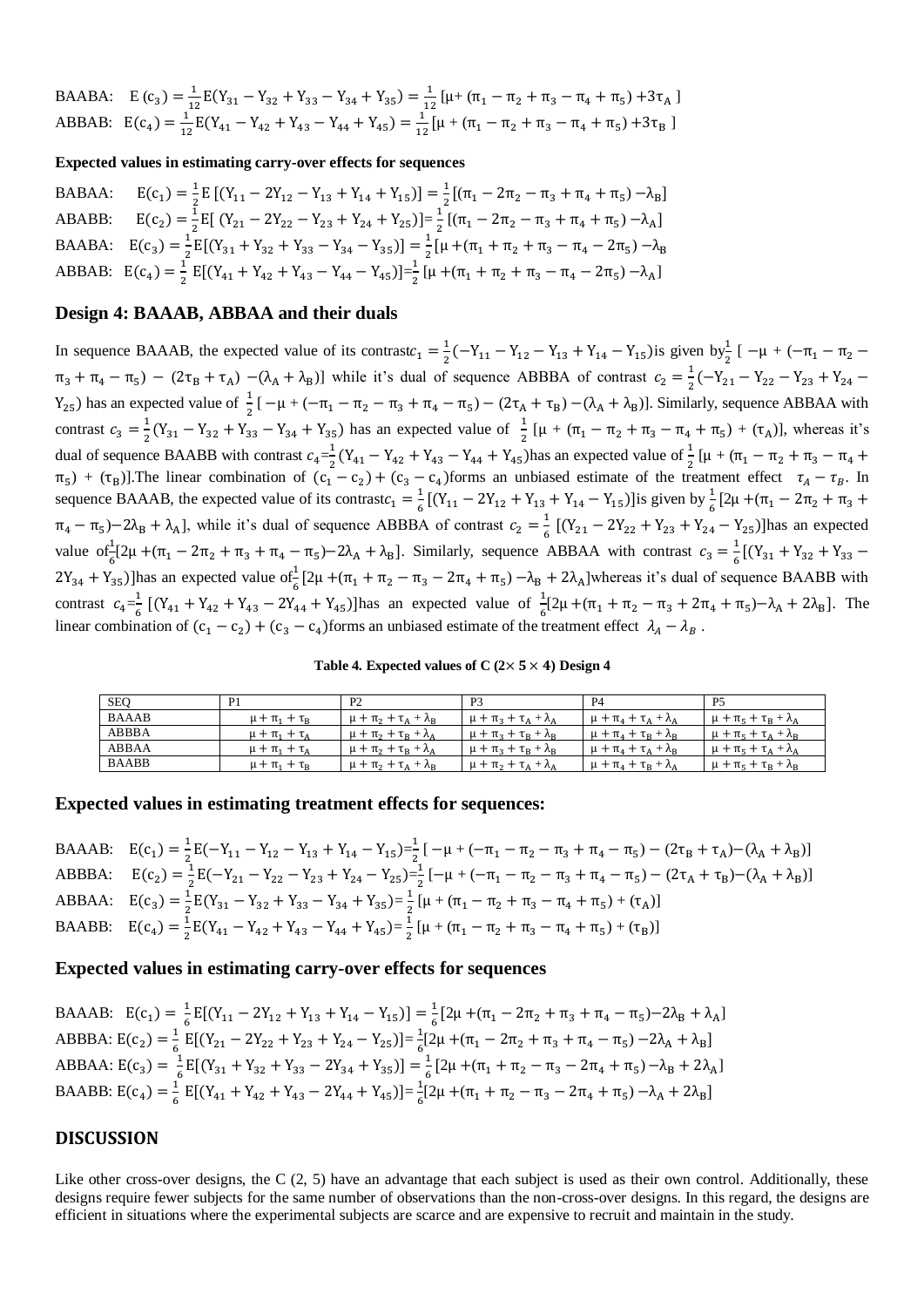BAABA: $E(c_3) = \frac{1}{12}E(Y_{31} - Y_{32} + Y_{33} - Y_{34} + Y_{35}) = \frac{1}{12}[\mu + (\pi_1 - \pi_2 + \pi_3 - \pi_4 + \pi_5) + 3\tau_A]$

ABBAB: $E(c_4) = \frac{1}{12}E(Y_{41} - Y_{42} + Y_{43} - Y_{44} + Y_{45}) = \frac{1}{12}[\mu + (\pi_1 - \pi_2 + \pi_3 - \pi_4 + \pi_5) + 3\tau_B]$

**Expected values in estimating carry-over effects for sequences**

BABAA: $E(c_1) = \frac{1}{2}E[(Y_{11} - 2Y_{12} - Y_{13} + Y_{14} + Y_{15})] = \frac{1}{2}[(\pi_1 - 2\pi_2 - \pi_3 + \pi_4 + \pi_5) - \lambda_B]$

ABABB: $E(c_2) = \frac{1}{2}E[(Y_{21} - 2Y_{22} - Y_{23} + Y_{24} + Y_{25})] = \frac{1}{2}[(\pi_1 - 2\pi_2 - \pi_3 + \pi_4 + \pi_5) - \lambda_A]$

BAABA: $E(c_3) = \frac{1}{2}E[(Y_{31} + Y_{32} + Y_{33} - Y_{34} - Y_{35})] = \frac{1}{2}[\mu + (\pi_1 + \pi_2 + \pi_3 - \pi_4 - 2\pi_5) - \lambda_B$

ABBAB: $E(c_4) = \frac{1}{2}E[(Y_{41} + Y_{42} + Y_{43} - Y_{44} - Y_{45})] = \frac{1}{2}[\mu + (\pi_1 + \pi_2 + \pi_3 - \pi_4 - 2\pi_5) - \lambda_A]$

## Design 4: BAAAB, ABBAA and their duals

In sequence BAAAB, the expected value of its contrast $c_1 = \frac{1}{2}(-Y_{11} - Y_{12} - Y_{13} + Y_{14} - Y_{15})$ is given by $\frac{1}{2}[-\mu + (-\pi_1 - \pi_2 - \pi_3 + \pi_4 - \pi_5) - (2\tau_B + \tau_A) - (\lambda_A + \lambda_B)]$ while it's dual of sequence ABBBA of contrast $c_2 = \frac{1}{2}(-Y_{21} - Y_{22} - Y_{23} + Y_{24} - Y_{25})$ has an expected value of $\frac{1}{2}[-\mu + (-\pi_1 - \pi_2 - \pi_3 + \pi_4 - \pi_5) - (2\tau_A + \tau_B) - (\lambda_A + \lambda_B)]$. Similarly, sequence ABBAA with contrast $c_3 = \frac{1}{2}(Y_{31} - Y_{32} + Y_{33} - Y_{34} + Y_{35})$ has an expected value of $\frac{1}{2}[\mu + (\pi_1 - \pi_2 + \pi_3 - \pi_4 + \pi_5) + (\tau_A)]$, whereas it's dual of sequence BAABB with contrast $c_4 = \frac{1}{2}(Y_{41} - Y_{42} + Y_{43} - Y_{44} + Y_{45})$ has an expected value of $\frac{1}{2}[\mu + (\pi_1 - \pi_2 + \pi_3 - \pi_4 + \pi_5) + (\tau_B)]$. The linear combination of $(c_1 - c_2) + (c_3 - c_4)$ forms an unbiased estimate of the treatment effect $\tau_A - \tau_B$. In sequence BAAAB, the expected value of its contrast $c_1 = \frac{1}{6}[(Y_{11} - 2Y_{12} + Y_{13} + Y_{14} - Y_{15})]$ is given by $\frac{1}{6}[2\mu + (\pi_1 - 2\pi_2 + \pi_3 + \pi_4 - \pi_5) - 2\lambda_B + \lambda_A]$, while it's dual of sequence ABBBA of contrast $c_2 = \frac{1}{6}[(Y_{21} - 2Y_{22} + Y_{23} + Y_{24} - Y_{25})]$ has an expected value of $\frac{1}{6}[2\mu + (\pi_1 - 2\pi_2 + \pi_3 + \pi_4 - \pi_5) - 2\lambda_A + \lambda_B]$. Similarly, sequence ABBAA with contrast $c_3 = \frac{1}{6}[(Y_{31} + Y_{32} + Y_{33} - 2Y_{34} + Y_{35})]$ has an expected value of $\frac{1}{6}[2\mu + (\pi_1 + \pi_2 - \pi_3 - 2\pi_4 + \pi_5) - \lambda_B + 2\lambda_A]$ whereas it's dual of sequence BAABB with contrast $c_4 = \frac{1}{6}[(Y_{41} + Y_{42} + Y_{43} - 2Y_{44} + Y_{45})]$ has an expected value of $\frac{1}{6}[2\mu + (\pi_1 + \pi_2 - \pi_3 + 2\pi_4 + \pi_5) - \lambda_A + 2\lambda_B]$. The linear combination of $(c_1 - c_2) + (c_3 - c_4)$ forms an unbiased estimate of the treatment effect $\lambda_A - \lambda_B$.

**Table 4. Expected values of C (2× 5 × 4) Design 4**

| SEQ | P1 | P2 | P3 | P4 | P5 |
|---|---|---|---|---|---|
| BAAAB | $\mu + \pi_1 + \tau_B$ | $\mu + \pi_2 + \tau_A + \lambda_B$ | $\mu + \pi_3 + \tau_A + \lambda_A$ | $\mu + \pi_4 + \tau_A + \lambda_A$ | $\mu + \pi_5 + \tau_B + \lambda_A$ |
| ABBBA | $\mu + \pi_1 + \tau_A$ | $\mu + \pi_2 + \tau_B + \lambda_A$ | $\mu + \pi_3 + \tau_B + \lambda_B$ | $\mu + \pi_4 + \tau_B + \lambda_B$ | $\mu + \pi_5 + \tau_A + \lambda_B$ |
| ABBAA | $\mu + \pi_1 + \tau_A$ | $\mu + \pi_2 + \tau_B + \lambda_A$ | $\mu + \pi_3 + \tau_B + \lambda_B$ | $\mu + \pi_4 + \tau_A + \lambda_B$ | $\mu + \pi_5 + \tau_A + \lambda_A$ |
| BAABB | $\mu + \pi_1 + \tau_B$ | $\mu + \pi_2 + \tau_A + \lambda_B$ | $\mu + \pi_2 + \tau_A + \lambda_A$ | $\mu + \pi_4 + \tau_B + \lambda_A$ | $\mu + \pi_5 + \tau_B + \lambda_B$ |

## Expected values in estimating treatment effects for sequences:

BAAAB: $E(c_1) = \frac{1}{2}E(-Y_{11} - Y_{12} - Y_{13} + Y_{14} - Y_{15}) = \frac{1}{2}[-\mu + (-\pi_1 - \pi_2 - \pi_3 + \pi_4 - \pi_5) - (2\tau_B + \tau_A) - (\lambda_A + \lambda_B)]$

ABBBA: $E(c_2) = \frac{1}{2}E(-Y_{21} - Y_{22} - Y_{23} + Y_{24} - Y_{25}) = \frac{1}{2}[-\mu + (-\pi_1 - \pi_2 - \pi_3 + \pi_4 - \pi_5) - (2\tau_A + \tau_B) - (\lambda_A + \lambda_B)]$

ABBAA: $E(c_3) = \frac{1}{2}E(Y_{31} - Y_{32} + Y_{33} - Y_{34} + Y_{35}) = \frac{1}{2}[\mu + (\pi_1 - \pi_2 + \pi_3 - \pi_4 + \pi_5) + (\tau_A)]$

BAABB: $E(c_4) = \frac{1}{2}E(Y_{41} - Y_{42} + Y_{43} - Y_{44} + Y_{45}) = \frac{1}{2}[\mu + (\pi_1 - \pi_2 + \pi_3 - \pi_4 + \pi_5) + (\tau_B)]$

## Expected values in estimating carry-over effects for sequences

BAAAB: $E(c_1) = \frac{1}{6}E[(Y_{11} - 2Y_{12} + Y_{13} + Y_{14} - Y_{15})] = \frac{1}{6}[2\mu + (\pi_1 - 2\pi_2 + \pi_3 + \pi_4 - \pi_5) - 2\lambda_B + \lambda_A]$

ABBBA: $E(c_2) = \frac{1}{6}E[(Y_{21} - 2Y_{22} + Y_{23} + Y_{24} - Y_{25})] = \frac{1}{6}[2\mu + (\pi_1 - 2\pi_2 + \pi_3 + \pi_4 - \pi_5) - 2\lambda_A + \lambda_B]$

ABBAA: $E(c_3) = \frac{1}{6}E[(Y_{31} + Y_{32} + Y_{33} - 2Y_{34} + Y_{35})] = \frac{1}{6}[2\mu + (\pi_1 + \pi_2 - \pi_3 - 2\pi_4 + \pi_5) - \lambda_B + 2\lambda_A]$

BAABB: $E(c_4) = \frac{1}{6}E[(Y_{41} + Y_{42} + Y_{43} - 2Y_{44} + Y_{45})] = \frac{1}{6}[2\mu + (\pi_1 + \pi_2 - \pi_3 - 2\pi_4 + \pi_5) - \lambda_A + 2\lambda_B]$

## DISCUSSION

Like other cross-over designs, the C (2, 5) have an advantage that each subject is used as their own control. Additionally, these designs require fewer subjects for the same number of observations than the non-cross-over designs. In this regard, the designs are efficient in situations where the experimental subjects are scarce and are expensive to recruit and maintain in the study.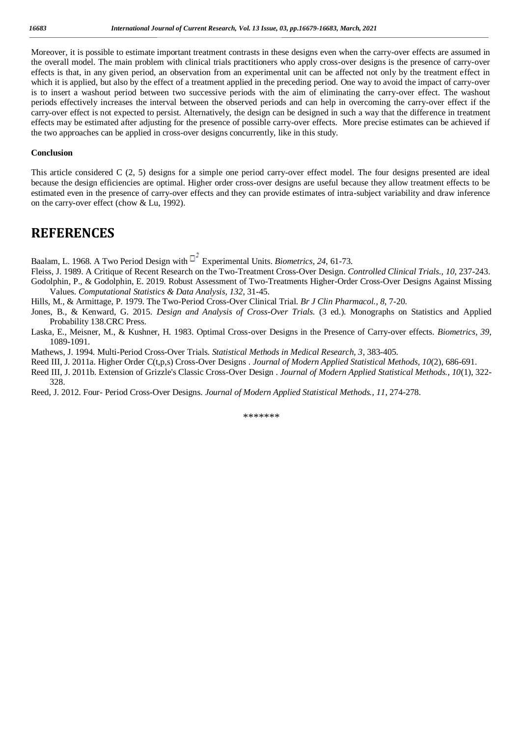Moreover, it is possible to estimate important treatment contrasts in these designs even when the carry-over effects are assumed in the overall model. The main problem with clinical trials practitioners who apply cross-over designs is the presence of carry-over effects is that, in any given period, an observation from an experimental unit can be affected not only by the treatment effect in which it is applied, but also by the effect of a treatment applied in the preceding period. One way to avoid the impact of carry-over is to insert a washout period between two successive periods with the aim of eliminating the carry-over effect. The washout periods effectively increases the interval between the observed periods and can help in overcoming the carry-over effect if the carry-over effect is not expected to persist. Alternatively, the design can be designed in such a way that the difference in treatment effects may be estimated after adjusting for the presence of possible carry-over effects. More precise estimates can be achieved if the two approaches can be applied in cross-over designs concurrently, like in this study.

**Conclusion**

This article considered C (2, 5) designs for a simple one period carry-over effect model. The four designs presented are ideal because the design efficiencies are optimal. Higher order cross-over designs are useful because they allow treatment effects to be estimated even in the presence of carry-over effects and they can provide estimates of intra-subject variability and draw inference on the carry-over effect (chow & Lu, 1992).

# REFERENCES

Baalam, L. 1968. A Two Period Design with $\square^2$ Experimental Units. *Biometrics, 24*, 61-73.

Fleiss, J. 1989. A Critique of Recent Research on the Two-Treatment Cross-Over Design. *Controlled Clinical Trials., 10*, 237-243.

Godolphin, P., & Godolphin, E. 2019. Robust Assessment of Two-Treatments Higher-Order Cross-Over Designs Against Missing Values. *Computational Statistics & Data Analysis, 132*, 31-45.

Hills, M., & Armittage, P. 1979. The Two-Period Cross-Over Clinical Trial. *Br J Clin Pharmacol., 8*, 7-20.

Jones, B., & Kenward, G. 2015. *Design and Analysis of Cross-Over Trials.* (3 ed.). Monographs on Statistics and Applied Probability 138.CRC Press.

Laska, E., Meisner, M., & Kushner, H. 1983. Optimal Cross-over Designs in the Presence of Carry-over effects. *Biometrics, 39*, 1089-1091.

Mathews, J. 1994. Multi-Period Cross-Over Trials. *Statistical Methods in Medical Research, 3*, 383-405.

Reed III, J. 2011a. Higher Order C(t,p,s) Cross-Over Designs . *Journal of Modern Applied Statistical Methods, 10*(2), 686-691.

Reed III, J. 2011b. Extension of Grizzle's Classic Cross-Over Design . *Journal of Modern Applied Statistical Methods., 10*(1), 322-328.

Reed, J. 2012. Four- Period Cross-Over Designs. *Journal of Modern Applied Statistical Methods., 11*, 274-278.

\*\*\*\*\*\*\*